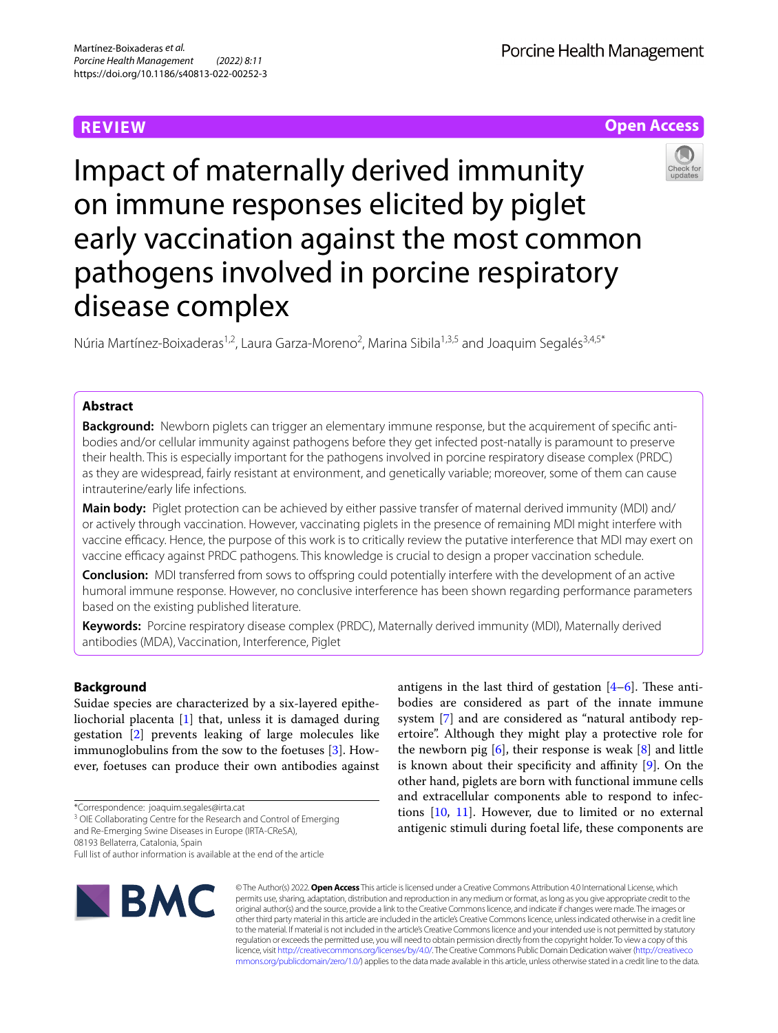REVIEW

Open Access

# Impact of maternally derived immunity on immune responses elicited by piglet early vaccination against the most common pathogens involved in porcine respiratory disease complex

Núria Martínez-Boixaderas[1,2], Laura Garza-Moreno[2], Marina Sibila[1,3,5] and Joaquim Segalés[3,4,5*]

## Abstract

**Background:** Newborn piglets can trigger an elementary immune response, but the acquirement of specific antibodies and/or cellular immunity against pathogens before they get infected post-natally is paramount to preserve their health. This is especially important for the pathogens involved in porcine respiratory disease complex (PRDC) as they are widespread, fairly resistant at environment, and genetically variable; moreover, some of them can cause intrauterine/early life infections.

**Main body:** Piglet protection can be achieved by either passive transfer of maternal derived immunity (MDI) and/or actively through vaccination. However, vaccinating piglets in the presence of remaining MDI might interfere with vaccine efficacy. Hence, the purpose of this work is to critically review the putative interference that MDI may exert on vaccine efficacy against PRDC pathogens. This knowledge is crucial to design a proper vaccination schedule.

**Conclusion:** MDI transferred from sows to offspring could potentially interfere with the development of an active humoral immune response. However, no conclusive interference has been shown regarding performance parameters based on the existing published literature.

**Keywords:** Porcine respiratory disease complex (PRDC), Maternally derived immunity (MDI), Maternally derived antibodies (MDA), Vaccination, Interference, Piglet

## Background

Suidae species are characterized by a six-layered epitheliochorial placenta [1] that, unless it is damaged during gestation [2] prevents leaking of large molecules like immunoglobulins from the sow to the foetuses [3]. However, foetuses can produce their own antibodies against antigens in the last third of gestation [4–6]. These antibodies are considered as part of the innate immune system [7] and are considered as "natural antibody repertoire". Although they might play a protective role for the newborn pig [6], their response is weak [8] and little is known about their specificity and affinity [9]. On the other hand, piglets are born with functional immune cells and extracellular components able to respond to infections [10, 11]. However, due to limited or no external antigenic stimuli during foetal life, these components are

*Correspondence: joaquim.segales@irta.cat

[3] OIE Collaborating Centre for the Research and Control of Emerging and Re-Emerging Swine Diseases in Europe (IRTA-CReSA), 08193 Bellaterra, Catalonia, Spain

Full list of author information is available at the end of the article

© The Author(s) 2022. **Open Access** This article is licensed under a Creative Commons Attribution 4.0 International License, which permits use, sharing, adaptation, distribution and reproduction in any medium or format, as long as you give appropriate credit to the original author(s) and the source, provide a link to the Creative Commons licence, and indicate if changes were made. The images or other third party material in this article are included in the article's Creative Commons licence, unless indicated otherwise in a credit line to the material. If material is not included in the article's Creative Commons licence and your intended use is not permitted by statutory regulation or exceeds the permitted use, you will need to obtain permission directly from the copyright holder. To view a copy of this licence, visit http://creativecommons.org/licenses/by/4.0/. The Creative Commons Public Domain Dedication waiver (http://creativecommons.org/publicdomain/zero/1.0/) applies to the data made available in this article, unless otherwise stated in a credit line to the data.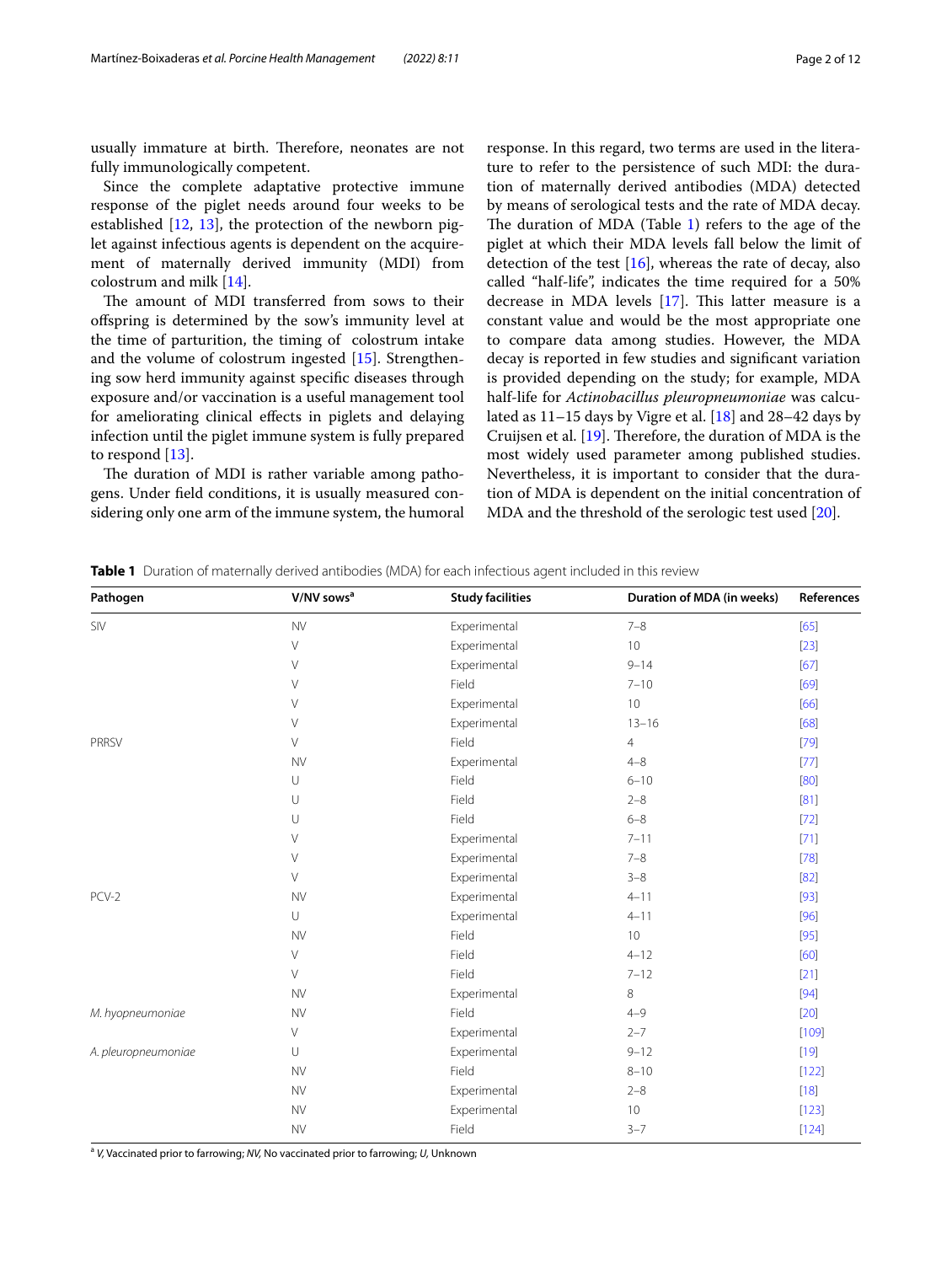usually immature at birth. Therefore, neonates are not fully immunologically competent.

Since the complete adaptative protective immune response of the piglet needs around four weeks to be established [12, 13], the protection of the newborn piglet against infectious agents is dependent on the acquirement of maternally derived immunity (MDI) from colostrum and milk [14].

The amount of MDI transferred from sows to their offspring is determined by the sow's immunity level at the time of parturition, the timing of colostrum intake and the volume of colostrum ingested [15]. Strengthening sow herd immunity against specific diseases through exposure and/or vaccination is a useful management tool for ameliorating clinical effects in piglets and delaying infection until the piglet immune system is fully prepared to respond [13].

The duration of MDI is rather variable among pathogens. Under field conditions, it is usually measured considering only one arm of the immune system, the humoral response. In this regard, two terms are used in the literature to refer to the persistence of such MDI: the duration of maternally derived antibodies (MDA) detected by means of serological tests and the rate of MDA decay. The duration of MDA (Table 1) refers to the age of the piglet at which their MDA levels fall below the limit of detection of the test [16], whereas the rate of decay, also called "half-life", indicates the time required for a 50% decrease in MDA levels [17]. This latter measure is a constant value and would be the most appropriate one to compare data among studies. However, the MDA decay is reported in few studies and significant variation is provided depending on the study; for example, MDA half-life for *Actinobacillus pleuropneumoniae* was calculated as 11–15 days by Vigre et al. [18] and 28–42 days by Cruijsen et al. [19]. Therefore, the duration of MDA is the most widely used parameter among published studies. Nevertheless, it is important to consider that the duration of MDA is dependent on the initial concentration of MDA and the threshold of the serologic test used [20].

**Table 1** Duration of maternally derived antibodies (MDA) for each infectious agent included in this review

| Pathogen | V/NV sows[a] | Study facilities | Duration of MDA (in weeks) | References |
|---|---|---|---|---|
| SIV | NV | Experimental | 7–8 | [65] |
| | V | Experimental | 10 | [23] |
| | V | Experimental | 9–14 | [67] |
| | V | Field | 7–10 | [69] |
| | V | Experimental | 10 | [66] |
| | V | Experimental | 13–16 | [68] |
| PRRSV | V | Field | 4 | [79] |
| | NV | Experimental | 4–8 | [77] |
| | U | Field | 6–10 | [80] |
| | U | Field | 2–8 | [81] |
| | U | Field | 6–8 | [72] |
| | V | Experimental | 7–11 | [71] |
| | V | Experimental | 7–8 | [78] |
| | V | Experimental | 3–8 | [82] |
| PCV-2 | NV | Experimental | 4–11 | [93] |
| | U | Experimental | 4–11 | [96] |
| | NV | Field | 10 | [95] |
| | V | Field | 4–12 | [60] |
| | V | Field | 7–12 | [21] |
| | NV | Experimental | 8 | [94] |
| *M. hyopneumoniae* | NV | Field | 4–9 | [20] |
| | V | Experimental | 2–7 | [109] |
| *A. pleuropneumoniae* | U | Experimental | 9–12 | [19] |
| | NV | Field | 8–10 | [122] |
| | NV | Experimental | 2–8 | [18] |
| | NV | Experimental | 10 | [123] |
| | NV | Field | 3–7 | [124] |

[a] *V*, Vaccinated prior to farrowing; *NV*, No vaccinated prior to farrowing; *U*, Unknown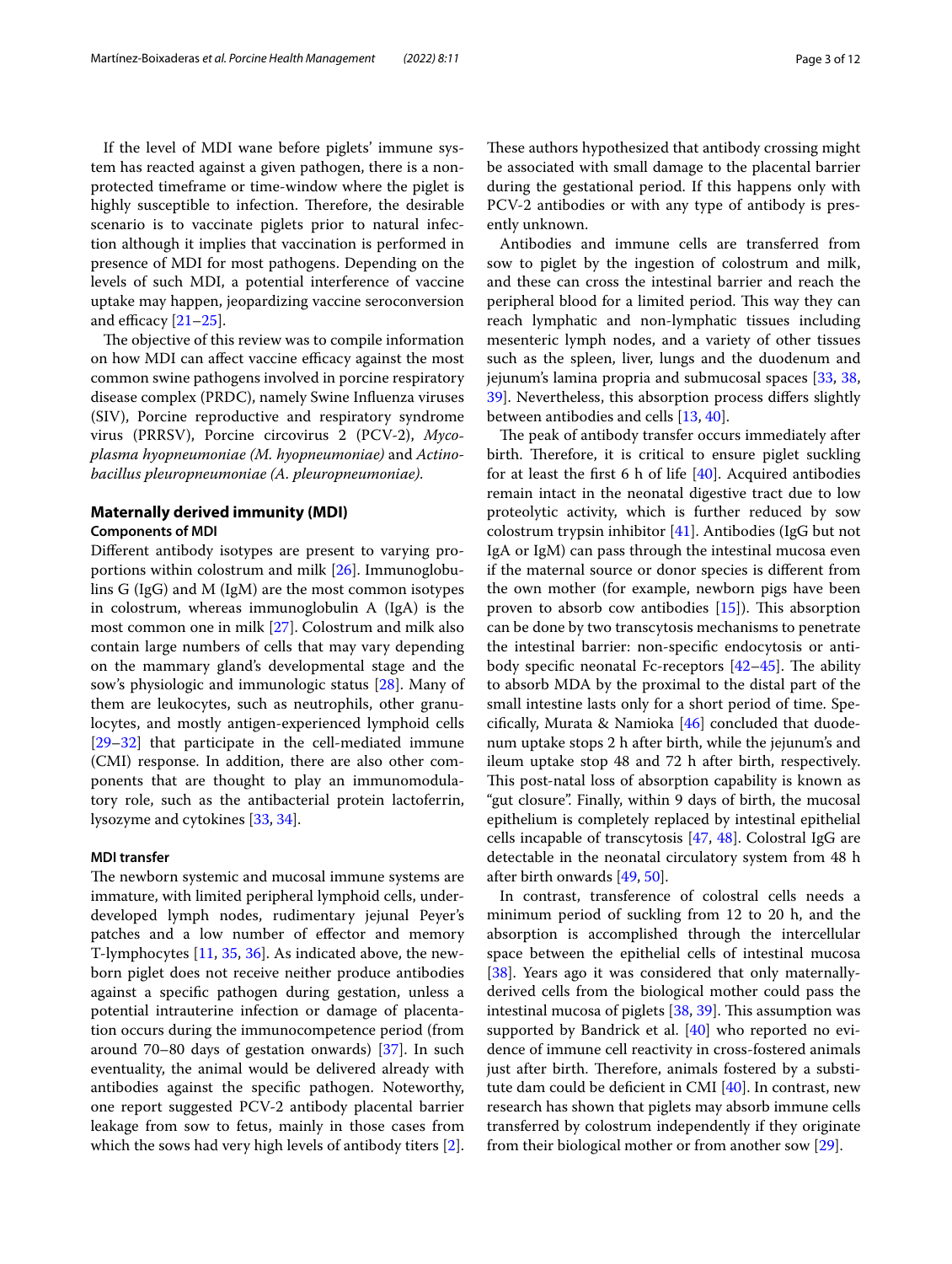If the level of MDI wane before piglets' immune system has reacted against a given pathogen, there is a non-protected timeframe or time-window where the piglet is highly susceptible to infection. Therefore, the desirable scenario is to vaccinate piglets prior to natural infection although it implies that vaccination is performed in presence of MDI for most pathogens. Depending on the levels of such MDI, a potential interference of vaccine uptake may happen, jeopardizing vaccine seroconversion and efficacy [21–25].

The objective of this review was to compile information on how MDI can affect vaccine efficacy against the most common swine pathogens involved in porcine respiratory disease complex (PRDC), namely Swine Influenza viruses (SIV), Porcine reproductive and respiratory syndrome virus (PRRSV), Porcine circovirus 2 (PCV-2), *Mycoplasma hyopneumoniae (M. hyopneumoniae)* and *Actinobacillus pleuropneumoniae (A. pleuropneumoniae)*.

## Maternally derived immunity (MDI)

### Components of MDI

Different antibody isotypes are present to varying proportions within colostrum and milk [26]. Immunoglobulins G (IgG) and M (IgM) are the most common isotypes in colostrum, whereas immunoglobulin A (IgA) is the most common one in milk [27]. Colostrum and milk also contain large numbers of cells that may vary depending on the mammary gland's developmental stage and the sow's physiologic and immunologic status [28]. Many of them are leukocytes, such as neutrophils, other granulocytes, and mostly antigen-experienced lymphoid cells [29–32] that participate in the cell-mediated immune (CMI) response. In addition, there are also other components that are thought to play an immunomodulatory role, such as the antibacterial protein lactoferrin, lysozyme and cytokines [33, 34].

### MDI transfer

The newborn systemic and mucosal immune systems are immature, with limited peripheral lymphoid cells, underdeveloped lymph nodes, rudimentary jejunal Peyer's patches and a low number of effector and memory T-lymphocytes [11, 35, 36]. As indicated above, the newborn piglet does not receive neither produce antibodies against a specific pathogen during gestation, unless a potential intrauterine infection or damage of placentation occurs during the immunocompetence period (from around 70–80 days of gestation onwards) [37]. In such eventuality, the animal would be delivered already with antibodies against the specific pathogen. Noteworthy, one report suggested PCV-2 antibody placental barrier leakage from sow to fetus, mainly in those cases from which the sows had very high levels of antibody titers [2]. These authors hypothesized that antibody crossing might be associated with small damage to the placental barrier during the gestational period. If this happens only with PCV-2 antibodies or with any type of antibody is presently unknown.

Antibodies and immune cells are transferred from sow to piglet by the ingestion of colostrum and milk, and these can cross the intestinal barrier and reach the peripheral blood for a limited period. This way they can reach lymphatic and non-lymphatic tissues including mesenteric lymph nodes, and a variety of other tissues such as the spleen, liver, lungs and the duodenum and jejunum's lamina propria and submucosal spaces [33, 38, 39]. Nevertheless, this absorption process differs slightly between antibodies and cells [13, 40].

The peak of antibody transfer occurs immediately after birth. Therefore, it is critical to ensure piglet suckling for at least the first 6 h of life [40]. Acquired antibodies remain intact in the neonatal digestive tract due to low proteolytic activity, which is further reduced by sow colostrum trypsin inhibitor [41]. Antibodies (IgG but not IgA or IgM) can pass through the intestinal mucosa even if the maternal source or donor species is different from the own mother (for example, newborn pigs have been proven to absorb cow antibodies [15]). This absorption can be done by two transcytosis mechanisms to penetrate the intestinal barrier: non-specific endocytosis or antibody specific neonatal Fc-receptors [42–45]. The ability to absorb MDA by the proximal to the distal part of the small intestine lasts only for a short period of time. Specifically, Murata & Namioka [46] concluded that duodenum uptake stops 2 h after birth, while the jejunum's and ileum uptake stop 48 and 72 h after birth, respectively. This post-natal loss of absorption capability is known as "gut closure". Finally, within 9 days of birth, the mucosal epithelium is completely replaced by intestinal epithelial cells incapable of transcytosis [47, 48]. Colostral IgG are detectable in the neonatal circulatory system from 48 h after birth onwards [49, 50].

In contrast, transference of colostral cells needs a minimum period of suckling from 12 to 20 h, and the absorption is accomplished through the intercellular space between the epithelial cells of intestinal mucosa [38]. Years ago it was considered that only maternally-derived cells from the biological mother could pass the intestinal mucosa of piglets [38, 39]. This assumption was supported by Bandrick et al. [40] who reported no evidence of immune cell reactivity in cross-fostered animals just after birth. Therefore, animals fostered by a substitute dam could be deficient in CMI [40]. In contrast, new research has shown that piglets may absorb immune cells transferred by colostrum independently if they originate from their biological mother or from another sow [29].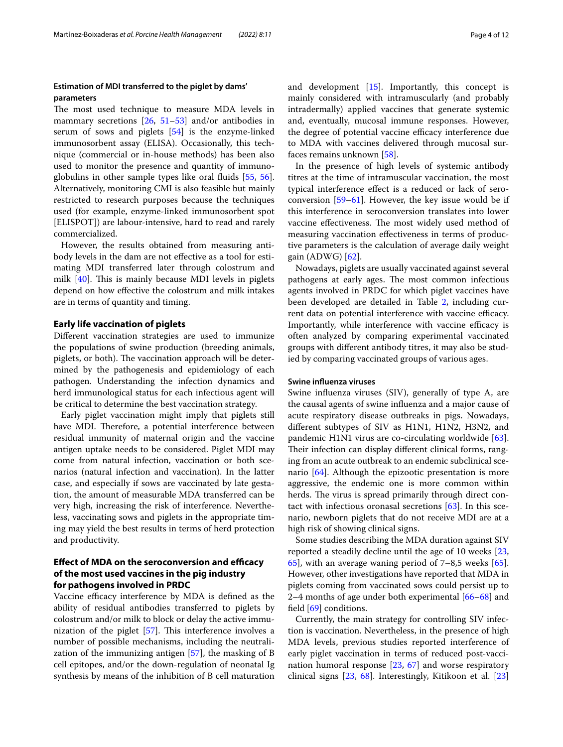### Estimation of MDI transferred to the piglet by dams' parameters

The most used technique to measure MDA levels in mammary secretions [26, 51–53] and/or antibodies in serum of sows and piglets [54] is the enzyme-linked immunosorbent assay (ELISA). Occasionally, this technique (commercial or in-house methods) has been also used to monitor the presence and quantity of immunoglobulins in other sample types like oral fluids [55, 56]. Alternatively, monitoring CMI is also feasible but mainly restricted to research purposes because the techniques used (for example, enzyme-linked immunosorbent spot [ELISPOT]) are labour-intensive, hard to read and rarely commercialized.

However, the results obtained from measuring antibody levels in the dam are not effective as a tool for estimating MDI transferred later through colostrum and milk [40]. This is mainly because MDI levels in piglets depend on how effective the colostrum and milk intakes are in terms of quantity and timing.

## Early life vaccination of piglets

Different vaccination strategies are used to immunize the populations of swine production (breeding animals, piglets, or both). The vaccination approach will be determined by the pathogenesis and epidemiology of each pathogen. Understanding the infection dynamics and herd immunological status for each infectious agent will be critical to determine the best vaccination strategy.

Early piglet vaccination might imply that piglets still have MDI. Therefore, a potential interference between residual immunity of maternal origin and the vaccine antigen uptake needs to be considered. Piglet MDI may come from natural infection, vaccination or both scenarios (natural infection and vaccination). In the latter case, and especially if sows are vaccinated by late gestation, the amount of measurable MDA transferred can be very high, increasing the risk of interference. Nevertheless, vaccinating sows and piglets in the appropriate timing may yield the best results in terms of herd protection and productivity.

## Effect of MDA on the seroconversion and efficacy of the most used vaccines in the pig industry for pathogens involved in PRDC

Vaccine efficacy interference by MDA is defined as the ability of residual antibodies transferred to piglets by colostrum and/or milk to block or delay the active immunization of the piglet [57]. This interference involves a number of possible mechanisms, including the neutralization of the immunizing antigen [57], the masking of B cell epitopes, and/or the down-regulation of neonatal Ig synthesis by means of the inhibition of B cell maturation and development [15]. Importantly, this concept is mainly considered with intramuscularly (and probably intradermally) applied vaccines that generate systemic and, eventually, mucosal immune responses. However, the degree of potential vaccine efficacy interference due to MDA with vaccines delivered through mucosal surfaces remains unknown [58].

In the presence of high levels of systemic antibody titres at the time of intramuscular vaccination, the most typical interference effect is a reduced or lack of seroconversion [59–61]. However, the key issue would be if this interference in seroconversion translates into lower vaccine effectiveness. The most widely used method of measuring vaccination effectiveness in terms of productive parameters is the calculation of average daily weight gain (ADWG) [62].

Nowadays, piglets are usually vaccinated against several pathogens at early ages. The most common infectious agents involved in PRDC for which piglet vaccines have been developed are detailed in Table 2, including current data on potential interference with vaccine efficacy. Importantly, while interference with vaccine efficacy is often analyzed by comparing experimental vaccinated groups with different antibody titres, it may also be studied by comparing vaccinated groups of various ages.

### Swine influenza viruses

Swine influenza viruses (SIV), generally of type A, are the causal agents of swine influenza and a major cause of acute respiratory disease outbreaks in pigs. Nowadays, different subtypes of SIV as H1N1, H1N2, H3N2, and pandemic H1N1 virus are co-circulating worldwide [63]. Their infection can display different clinical forms, ranging from an acute outbreak to an endemic subclinical scenario [64]. Although the epizootic presentation is more aggressive, the endemic one is more common within herds. The virus is spread primarily through direct contact with infectious oronasal secretions [63]. In this scenario, newborn piglets that do not receive MDI are at a high risk of showing clinical signs.

Some studies describing the MDA duration against SIV reported a steadily decline until the age of 10 weeks [23, 65], with an average waning period of 7–8,5 weeks [65]. However, other investigations have reported that MDA in piglets coming from vaccinated sows could persist up to 2–4 months of age under both experimental [66–68] and field [69] conditions.

Currently, the main strategy for controlling SIV infection is vaccination. Nevertheless, in the presence of high MDA levels, previous studies reported interference of early piglet vaccination in terms of reduced post-vaccination humoral response [23, 67] and worse respiratory clinical signs [23, 68]. Interestingly, Kitikoon et al. [23]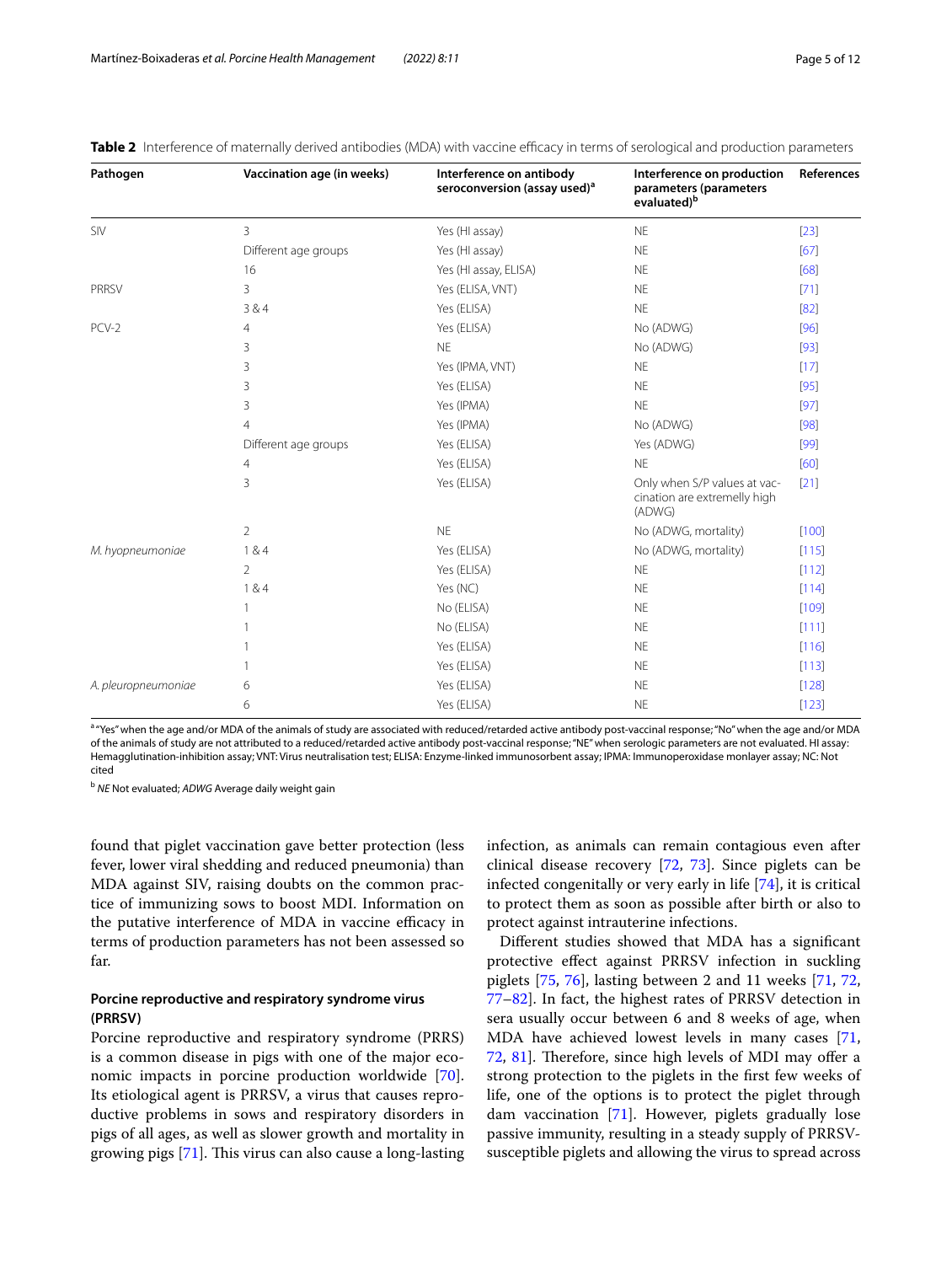**Table 2** Interference of maternally derived antibodies (MDA) with vaccine efficacy in terms of serological and production parameters

| Pathogen | Vaccination age (in weeks) | Interference on antibody seroconversion (assay used)[a] | Interference on production parameters (parameters evaluated)[b] | References |
|---|---|---|---|---|
| SIV | 3 | Yes (HI assay) | NE | [23] |
| | Different age groups | Yes (HI assay) | NE | [67] |
| | 16 | Yes (HI assay, ELISA) | NE | [68] |
| PRRSV | 3 | Yes (ELISA, VNT) | NE | [71] |
| | 3 & 4 | Yes (ELISA) | NE | [82] |
| PCV-2 | 4 | Yes (ELISA) | No (ADWG) | [96] |
| | 3 | NE | No (ADWG) | [93] |
| | 3 | Yes (IPMA, VNT) | NE | [17] |
| | 3 | Yes (ELISA) | NE | [95] |
| | 3 | Yes (IPMA) | NE | [97] |
| | 4 | Yes (IPMA) | No (ADWG) | [98] |
| | Different age groups | Yes (ELISA) | Yes (ADWG) | [99] |
| | 4 | Yes (ELISA) | NE | [60] |
| | 3 | Yes (ELISA) | Only when S/P values at vaccination are extremelly high (ADWG) | [21] |
| | 2 | NE | No (ADWG, mortality) | [100] |
| *M. hyopneumoniae* | 1 & 4 | Yes (ELISA) | No (ADWG, mortality) | [115] |
| | 2 | Yes (ELISA) | NE | [112] |
| | 1 & 4 | Yes (NC) | NE | [114] |
| | 1 | No (ELISA) | NE | [109] |
| | 1 | No (ELISA) | NE | [111] |
| | 1 | Yes (ELISA) | NE | [116] |
| | 1 | Yes (ELISA) | NE | [113] |
| *A. pleuropneumoniae* | 6 | Yes (ELISA) | NE | [128] |
| | 6 | Yes (ELISA) | NE | [123] |

[a] "Yes" when the age and/or MDA of the animals of study are associated with reduced/retarded active antibody post-vaccinal response; "No" when the age and/or MDA of the animals of study are not attributed to a reduced/retarded active antibody post-vaccinal response; "NE" when serologic parameters are not evaluated. HI assay: Hemagglutination-inhibition assay; VNT: Virus neutralisation test; ELISA: Enzyme-linked immunosorbent assay; IPMA: Immunoperoxidase monlayer assay; NC: Not cited

[b] *NE* Not evaluated; *ADWG* Average daily weight gain

found that piglet vaccination gave better protection (less fever, lower viral shedding and reduced pneumonia) than MDA against SIV, raising doubts on the common practice of immunizing sows to boost MDI. Information on the putative interference of MDA in vaccine efficacy in terms of production parameters has not been assessed so far.

### Porcine reproductive and respiratory syndrome virus (PRRSV)

Porcine reproductive and respiratory syndrome (PRRS) is a common disease in pigs with one of the major economic impacts in porcine production worldwide [70]. Its etiological agent is PRRSV, a virus that causes reproductive problems in sows and respiratory disorders in pigs of all ages, as well as slower growth and mortality in growing pigs [71]. This virus can also cause a long-lasting infection, as animals can remain contagious even after clinical disease recovery [72, 73]. Since piglets can be infected congenitally or very early in life [74], it is critical to protect them as soon as possible after birth or also to protect against intrauterine infections.

Different studies showed that MDA has a significant protective effect against PRRSV infection in suckling piglets [75, 76], lasting between 2 and 11 weeks [71, 72, 77–82]. In fact, the highest rates of PRRSV detection in sera usually occur between 6 and 8 weeks of age, when MDA have achieved lowest levels in many cases [71, 72, 81]. Therefore, since high levels of MDI may offer a strong protection to the piglets in the first few weeks of life, one of the options is to protect the piglet through dam vaccination [71]. However, piglets gradually lose passive immunity, resulting in a steady supply of PRRSV-susceptible piglets and allowing the virus to spread across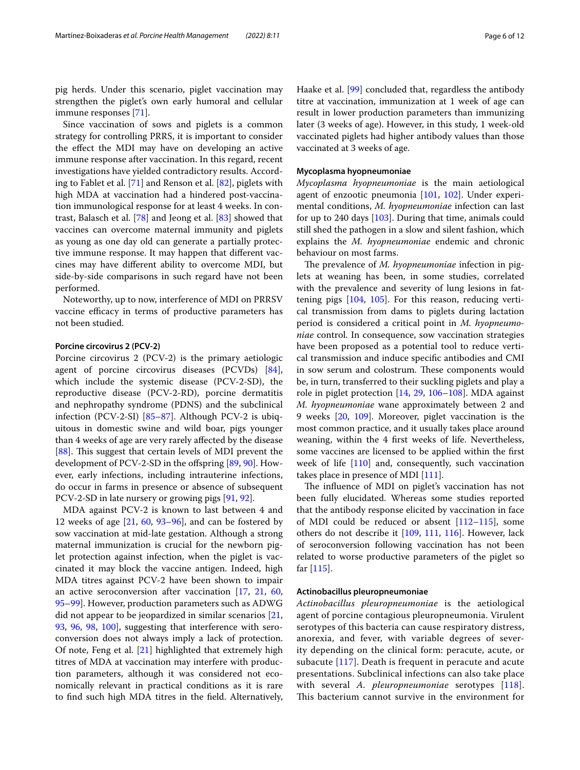pig herds. Under this scenario, piglet vaccination may strengthen the piglet's own early humoral and cellular immune responses [71].

Since vaccination of sows and piglets is a common strategy for controlling PRRS, it is important to consider the effect the MDI may have on developing an active immune response after vaccination. In this regard, recent investigations have yielded contradictory results. According to Fablet et al. [71] and Renson et al. [82], piglets with high MDA at vaccination had a hindered post-vaccination immunological response for at least 4 weeks. In contrast, Balasch et al. [78] and Jeong et al. [83] showed that vaccines can overcome maternal immunity and piglets as young as one day old can generate a partially protective immune response. It may happen that different vaccines may have different ability to overcome MDI, but side-by-side comparisons in such regard have not been performed.

Noteworthy, up to now, interference of MDI on PRRSV vaccine efficacy in terms of productive parameters has not been studied.

#### Porcine circovirus 2 (PCV-2)

Porcine circovirus 2 (PCV-2) is the primary aetiologic agent of porcine circovirus diseases (PCVDs) [84], which include the systemic disease (PCV-2-SD), the reproductive disease (PCV-2-RD), porcine dermatitis and nephropathy syndrome (PDNS) and the subclinical infection (PCV-2-SI) [85–87]. Although PCV-2 is ubiquitous in domestic swine and wild boar, pigs younger than 4 weeks of age are very rarely affected by the disease [88]. This suggest that certain levels of MDI prevent the development of PCV-2-SD in the offspring [89, 90]. However, early infections, including intrauterine infections, do occur in farms in presence or absence of subsequent PCV-2-SD in late nursery or growing pigs [91, 92].

MDA against PCV-2 is known to last between 4 and 12 weeks of age [21, 60, 93–96], and can be fostered by sow vaccination at mid-late gestation. Although a strong maternal immunization is crucial for the newborn piglet protection against infection, when the piglet is vaccinated it may block the vaccine antigen. Indeed, high MDA titres against PCV-2 have been shown to impair an active seroconversion after vaccination [17, 21, 60, 95–99]. However, production parameters such as ADWG did not appear to be jeopardized in similar scenarios [21, 93, 96, 98, 100], suggesting that interference with seroconversion does not always imply a lack of protection. Of note, Feng et al. [21] highlighted that extremely high titres of MDA at vaccination may interfere with production parameters, although it was considered not economically relevant in practical conditions as it is rare to find such high MDA titres in the field. Alternatively, Haake et al. [99] concluded that, regardless the antibody titre at vaccination, immunization at 1 week of age can result in lower production parameters than immunizing later (3 weeks of age). However, in this study, 1 week-old vaccinated piglets had higher antibody values than those vaccinated at 3 weeks of age.

#### Mycoplasma hyopneumoniae

*Mycoplasma hyopneumoniae* is the main aetiological agent of enzootic pneumonia [101, 102]. Under experimental conditions, *M. hyopneumoniae* infection can last for up to 240 days [103]. During that time, animals could still shed the pathogen in a slow and silent fashion, which explains the *M. hyopneumoniae* endemic and chronic behaviour on most farms.

The prevalence of *M. hyopneumoniae* infection in piglets at weaning has been, in some studies, correlated with the prevalence and severity of lung lesions in fattening pigs [104, 105]. For this reason, reducing vertical transmission from dams to piglets during lactation period is considered a critical point in *M. hyopneumoniae* control. In consequence, sow vaccination strategies have been proposed as a potential tool to reduce vertical transmission and induce specific antibodies and CMI in sow serum and colostrum. These components would be, in turn, transferred to their suckling piglets and play a role in piglet protection [14, 29, 106–108]. MDA against *M. hyopneumoniae* wane approximately between 2 and 9 weeks [20, 109]. Moreover, piglet vaccination is the most common practice, and it usually takes place around weaning, within the 4 first weeks of life. Nevertheless, some vaccines are licensed to be applied within the first week of life [110] and, consequently, such vaccination takes place in presence of MDI [111].

The influence of MDI on piglet's vaccination has not been fully elucidated. Whereas some studies reported that the antibody response elicited by vaccination in face of MDI could be reduced or absent [112–115], some others do not describe it [109, 111, 116]. However, lack of seroconversion following vaccination has not been related to worse productive parameters of the piglet so far [115].

#### Actinobacillus pleuropneumoniae

*Actinobacillus pleuropneumoniae* is the aetiological agent of porcine contagious pleuropneumonia. Virulent serotypes of this bacteria can cause respiratory distress, anorexia, and fever, with variable degrees of severity depending on the clinical form: peracute, acute, or subacute [117]. Death is frequent in peracute and acute presentations. Subclinical infections can also take place with several *A. pleuropneumoniae* serotypes [118]. This bacterium cannot survive in the environment for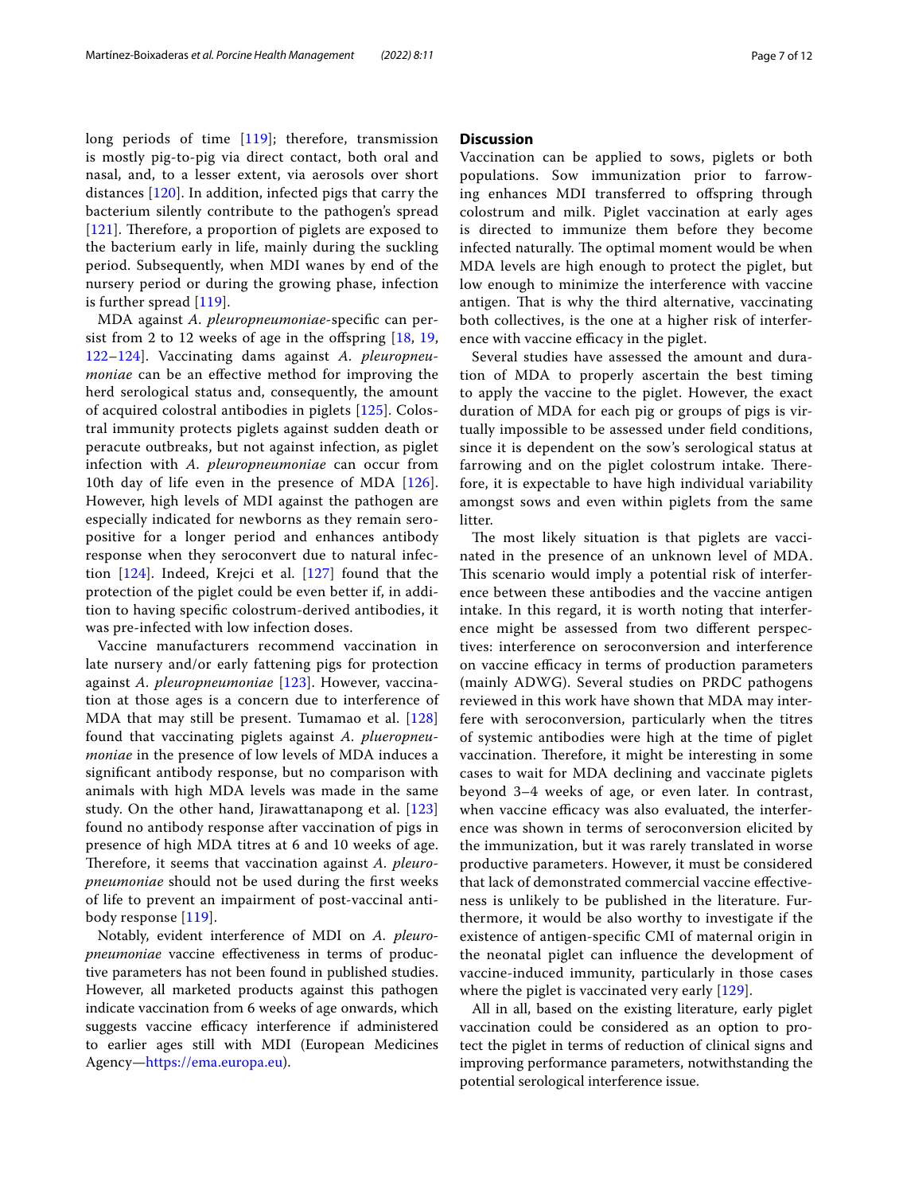long periods of time [119]; therefore, transmission is mostly pig-to-pig via direct contact, both oral and nasal, and, to a lesser extent, via aerosols over short distances [120]. In addition, infected pigs that carry the bacterium silently contribute to the pathogen's spread [121]. Therefore, a proportion of piglets are exposed to the bacterium early in life, mainly during the suckling period. Subsequently, when MDI wanes by end of the nursery period or during the growing phase, infection is further spread [119].

MDA against *A. pleuropneumoniae*-specific can persist from 2 to 12 weeks of age in the offspring [18, 19, 122–124]. Vaccinating dams against *A. pleuropneumoniae* can be an effective method for improving the herd serological status and, consequently, the amount of acquired colostral antibodies in piglets [125]. Colostral immunity protects piglets against sudden death or peracute outbreaks, but not against infection, as piglet infection with *A. pleuropneumoniae* can occur from 10th day of life even in the presence of MDA [126]. However, high levels of MDI against the pathogen are especially indicated for newborns as they remain seropositive for a longer period and enhances antibody response when they seroconvert due to natural infection [124]. Indeed, Krejci et al. [127] found that the protection of the piglet could be even better if, in addition to having specific colostrum-derived antibodies, it was pre-infected with low infection doses.

Vaccine manufacturers recommend vaccination in late nursery and/or early fattening pigs for protection against *A. pleuropneumoniae* [123]. However, vaccination at those ages is a concern due to interference of MDA that may still be present. Tumamao et al. [128] found that vaccinating piglets against *A. plueropneumoniae* in the presence of low levels of MDA induces a significant antibody response, but no comparison with animals with high MDA levels was made in the same study. On the other hand, Jirawattanapong et al. [123] found no antibody response after vaccination of pigs in presence of high MDA titres at 6 and 10 weeks of age. Therefore, it seems that vaccination against *A. pleuropneumoniae* should not be used during the first weeks of life to prevent an impairment of post-vaccinal antibody response [119].

Notably, evident interference of MDI on *A. pleuropneumoniae* vaccine effectiveness in terms of productive parameters has not been found in published studies. However, all marketed products against this pathogen indicate vaccination from 6 weeks of age onwards, which suggests vaccine efficacy interference if administered to earlier ages still with MDI (European Medicines Agency—https://ema.europa.eu).

## Discussion

Vaccination can be applied to sows, piglets or both populations. Sow immunization prior to farrowing enhances MDI transferred to offspring through colostrum and milk. Piglet vaccination at early ages is directed to immunize them before they become infected naturally. The optimal moment would be when MDA levels are high enough to protect the piglet, but low enough to minimize the interference with vaccine antigen. That is why the third alternative, vaccinating both collectives, is the one at a higher risk of interference with vaccine efficacy in the piglet.

Several studies have assessed the amount and duration of MDA to properly ascertain the best timing to apply the vaccine to the piglet. However, the exact duration of MDA for each pig or groups of pigs is virtually impossible to be assessed under field conditions, since it is dependent on the sow's serological status at farrowing and on the piglet colostrum intake. Therefore, it is expectable to have high individual variability amongst sows and even within piglets from the same litter.

The most likely situation is that piglets are vaccinated in the presence of an unknown level of MDA. This scenario would imply a potential risk of interference between these antibodies and the vaccine antigen intake. In this regard, it is worth noting that interference might be assessed from two different perspectives: interference on seroconversion and interference on vaccine efficacy in terms of production parameters (mainly ADWG). Several studies on PRDC pathogens reviewed in this work have shown that MDA may interfere with seroconversion, particularly when the titres of systemic antibodies were high at the time of piglet vaccination. Therefore, it might be interesting in some cases to wait for MDA declining and vaccinate piglets beyond 3–4 weeks of age, or even later. In contrast, when vaccine efficacy was also evaluated, the interference was shown in terms of seroconversion elicited by the immunization, but it was rarely translated in worse productive parameters. However, it must be considered that lack of demonstrated commercial vaccine effectiveness is unlikely to be published in the literature. Furthermore, it would be also worthy to investigate if the existence of antigen-specific CMI of maternal origin in the neonatal piglet can influence the development of vaccine-induced immunity, particularly in those cases where the piglet is vaccinated very early [129].

All in all, based on the existing literature, early piglet vaccination could be considered as an option to protect the piglet in terms of reduction of clinical signs and improving performance parameters, notwithstanding the potential serological interference issue.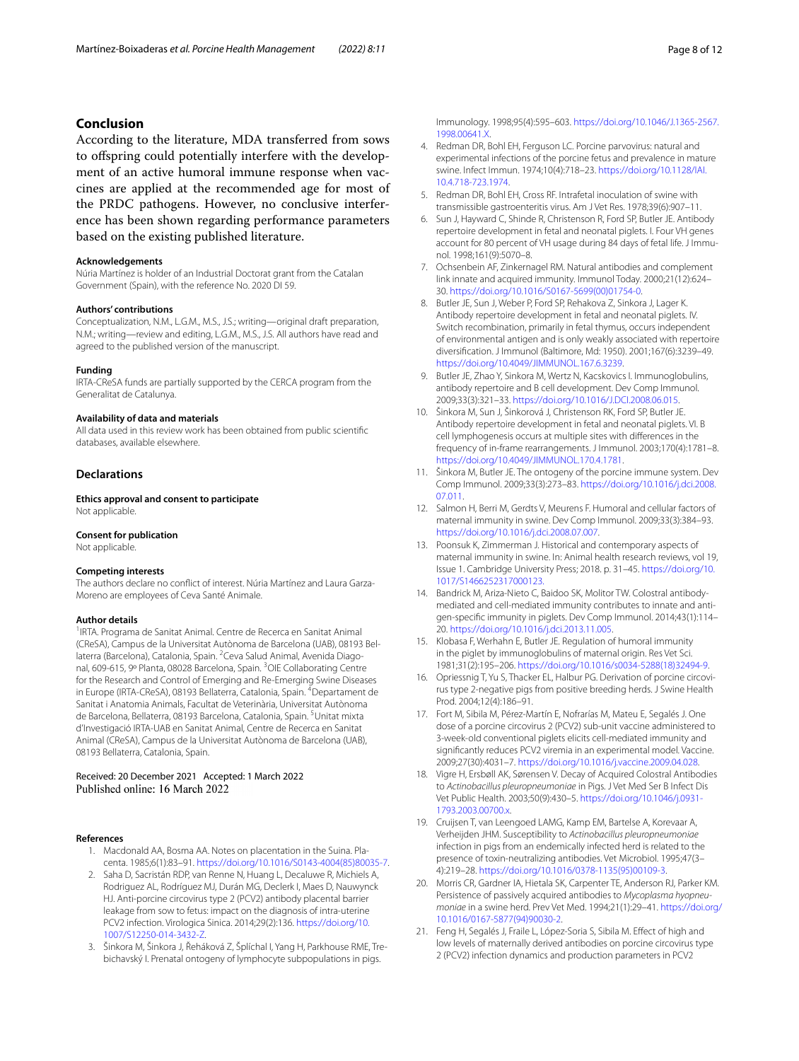## Conclusion

According to the literature, MDA transferred from sows to offspring could potentially interfere with the development of an active humoral immune response when vaccines are applied at the recommended age for most of the PRDC pathogens. However, no conclusive interference has been shown regarding performance parameters based on the existing published literature.

#### Acknowledgements
Núria Martínez is holder of an Industrial Doctorat grant from the Catalan Government (Spain), with the reference No. 2020 DI 59.

#### Authors' contributions
Conceptualization, N.M., L.G.M., M.S., J.S.; writing—original draft preparation, N.M.; writing—review and editing, L.G.M., M.S., J.S. All authors have read and agreed to the published version of the manuscript.

#### Funding
IRTA-CReSA funds are partially supported by the CERCA program from the Generalitat de Catalunya.

#### Availability of data and materials
All data used in this review work has been obtained from public scientific databases, available elsewhere.

## Declarations

#### Ethics approval and consent to participate
Not applicable.

#### Consent for publication
Not applicable.

#### Competing interests
The authors declare no conflict of interest. Núria Martínez and Laura Garza-Moreno are employees of Ceva Santé Animale.

#### Author details
[1]IRTA. Programa de Sanitat Animal. Centre de Recerca en Sanitat Animal (CReSA), Campus de la Universitat Autònoma de Barcelona (UAB), 08193 Bellaterra (Barcelona), Catalonia, Spain. [2]Ceva Salud Animal, Avenida Diagonal, 609-615, 9º Planta, 08028 Barcelona, Spain. [3]OIE Collaborating Centre for the Research and Control of Emerging and Re-Emerging Swine Diseases in Europe (IRTA-CReSA), 08193 Bellaterra, Catalonia, Spain. [4]Departament de Sanitat i Anatomia Animals, Facultat de Veterinària, Universitat Autònoma de Barcelona, Bellaterra, 08193 Barcelona, Catalonia, Spain. [5]Unitat mixta d'Investigació IRTA-UAB en Sanitat Animal, Centre de Recerca en Sanitat Animal (CReSA), Campus de la Universitat Autònoma de Barcelona (UAB), 08193 Bellaterra, Catalonia, Spain.

Received: 20 December 2021 Accepted: 1 March 2022
Published online: 16 March 2022

#### References

1. Macdonald AA, Bosma AA. Notes on placentation in the Suina. Placenta. 1985;6(1):83–91. https://doi.org/10.1016/S0143-4004(85)80035-7.
2. Saha D, Sacristán RDP, van Renne N, Huang L, Decaluwe R, Michiels A, Rodriguez AL, Rodríguez MJ, Durán MG, Declerk I, Maes D, Nauwynck HJ. Anti-porcine circovirus type 2 (PCV2) antibody placental barrier leakage from sow to fetus: impact on the diagnosis of intra-uterine PCV2 infection. Virologica Sinica. 2014;29(2):136. https://doi.org/10.1007/S12250-014-3432-Z.
3. Šinkora M, Šinkora J, Řeháková Z, Šplíchal I, Yang H, Parkhouse RME, Trebichavský I. Prenatal ontogeny of lymphocyte subpopulations in pigs. Immunology. 1998;95(4):595–603. https://doi.org/10.1046/J.1365-2567.1998.00641.X.
4. Redman DR, Bohl EH, Ferguson LC. Porcine parvovirus: natural and experimental infections of the porcine fetus and prevalence in mature swine. Infect Immun. 1974;10(4):718–23. https://doi.org/10.1128/IAI.10.4.718-723.1974.
5. Redman DR, Bohl EH, Cross RF. Intrafetal inoculation of swine with transmissible gastroenteritis virus. Am J Vet Res. 1978;39(6):907–11.
6. Sun J, Hayward C, Shinde R, Christenson R, Ford SP, Butler JE. Antibody repertoire development in fetal and neonatal piglets. I. Four VH genes account for 80 percent of VH usage during 84 days of fetal life. J Immunol. 1998;161(9):5070–8.
7. Ochsenbein AF, Zinkernagel RM. Natural antibodies and complement link innate and acquired immunity. Immunol Today. 2000;21(12):624–30. https://doi.org/10.1016/S0167-5699(00)01754-0.
8. Butler JE, Sun J, Weber P, Ford SP, Rehakova Z, Sinkora J, Lager K. Antibody repertoire development in fetal and neonatal piglets. IV. Switch recombination, primarily in fetal thymus, occurs independent of environmental antigen and is only weakly associated with repertoire diversification. J Immunol (Baltimore, Md: 1950). 2001;167(6):3239–49. https://doi.org/10.4049/JIMMUNOL.167.6.3239.
9. Butler JE, Zhao Y, Sinkora M, Wertz N, Kacskovics I. Immunoglobulins, antibody repertoire and B cell development. Dev Comp Immunol. 2009;33(3):321–33. https://doi.org/10.1016/J.DCI.2008.06.015.
10. Šinkora M, Sun J, Šinkorová J, Christenson RK, Ford SP, Butler JE. Antibody repertoire development in fetal and neonatal piglets. VI. B cell lymphogenesis occurs at multiple sites with differences in the frequency of in-frame rearrangements. J Immunol. 2003;170(4):1781–8. https://doi.org/10.4049/JIMMUNOL.170.4.1781.
11. Šinkora M, Butler JE. The ontogeny of the porcine immune system. Dev Comp Immunol. 2009;33(3):273–83. https://doi.org/10.1016/j.dci.2008.07.011.
12. Salmon H, Berri M, Gerdts V, Meurens F. Humoral and cellular factors of maternal immunity in swine. Dev Comp Immunol. 2009;33(3):384–93. https://doi.org/10.1016/j.dci.2008.07.007.
13. Poonsuk K, Zimmerman J. Historical and contemporary aspects of maternal immunity in swine. In: Animal health research reviews, vol 19, Issue 1. Cambridge University Press; 2018. p. 31–45. https://doi.org/10.1017/S1466252317000123.
14. Bandrick M, Ariza-Nieto C, Baidoo SK, Molitor TW. Colostral antibody-mediated and cell-mediated immunity contributes to innate and antigen-specific immunity in piglets. Dev Comp Immunol. 2014;43(1):114–20. https://doi.org/10.1016/j.dci.2013.11.005.
15. Klobasa F, Werhahn E, Butler JE. Regulation of humoral immunity in the piglet by immunoglobulins of maternal origin. Res Vet Sci. 1981;31(2):195–206. https://doi.org/10.1016/s0034-5288(18)32494-9.
16. Opriessnig T, Yu S, Thacker EL, Halbur PG. Derivation of porcine circovirus type 2-negative pigs from positive breeding herds. J Swine Health Prod. 2004;12(4):186–91.
17. Fort M, Sibila M, Pérez-Martín E, Nofrarías M, Mateu E, Segalés J. One dose of a porcine circovirus 2 (PCV2) sub-unit vaccine administered to 3-week-old conventional piglets elicits cell-mediated immunity and significantly reduces PCV2 viremia in an experimental model. Vaccine. 2009;27(30):4031–7. https://doi.org/10.1016/j.vaccine.2009.04.028.
18. Vigre H, Ersbøll AK, Sørensen V. Decay of Acquired Colostral Antibodies to *Actinobacillus pleuropneumoniae* in Pigs. J Vet Med Ser B Infect Dis Vet Public Health. 2003;50(9):430–5. https://doi.org/10.1046/j.0931-1793.2003.00700.x.
19. Cruijsen T, van Leengoed LAMG, Kamp EM, Bartelse A, Korevaar A, Verheijden JHM. Susceptibility to *Actinobacillus pleuropneumoniae* infection in pigs from an endemically infected herd is related to the presence of toxin-neutralizing antibodies. Vet Microbiol. 1995;47(3–4):219–28. https://doi.org/10.1016/0378-1135(95)00109-3.
20. Morris CR, Gardner IA, Hietala SK, Carpenter TE, Anderson RJ, Parker KM. Persistence of passively acquired antibodies to *Mycoplasma hyopneumoniae* in a swine herd. Prev Vet Med. 1994;21(1):29–41. https://doi.org/10.1016/0167-5877(94)90030-2.
21. Feng H, Segalés J, Fraile L, López-Soria S, Sibila M. Effect of high and low levels of maternally derived antibodies on porcine circovirus type 2 (PCV2) infection dynamics and production parameters in PCV2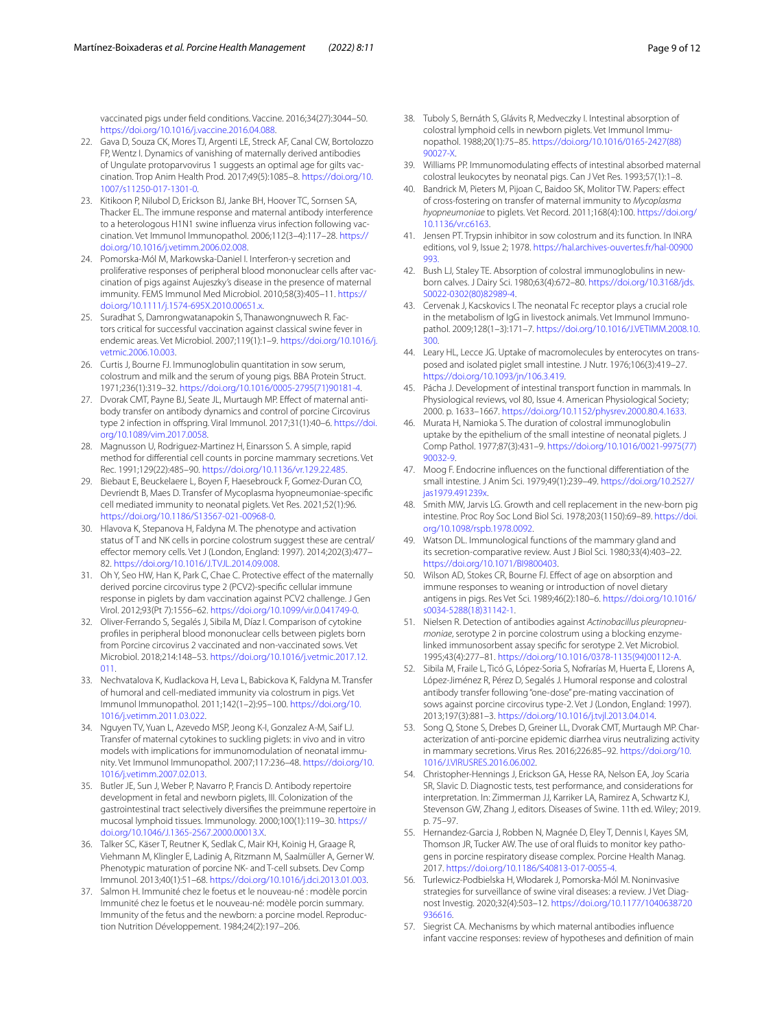vaccinated pigs under field conditions. Vaccine. 2016;34(27):3044–50. https://doi.org/10.1016/j.vaccine.2016.04.088.

22. Gava D, Souza CK, Mores TJ, Argenti LE, Streck AF, Canal CW, Bortolozzo FP, Wentz I. Dynamics of vanishing of maternally derived antibodies of Ungulate protoparvovirus 1 suggests an optimal age for gilts vaccination. Trop Anim Health Prod. 2017;49(5):1085–8. https://doi.org/10.1007/s11250-017-1301-0.
23. Kitikoon P, Nilubol D, Erickson BJ, Janke BH, Hoover TC, Sornsen SA, Thacker EL. The immune response and maternal antibody interference to a heterologous H1N1 swine influenza virus infection following vaccination. Vet Immunol Immunopathol. 2006;112(3–4):117–28. https://doi.org/10.1016/j.vetimm.2006.02.008.
24. Pomorska-Mól M, Markowska-Daniel I. Interferon-γ secretion and proliferative responses of peripheral blood mononuclear cells after vaccination of pigs against Aujeszky's disease in the presence of maternal immunity. FEMS Immunol Med Microbiol. 2010;58(3):405–11. https://doi.org/10.1111/j.1574-695X.2010.00651.x.
25. Suradhat S, Damrongwatanapokin S, Thanawongnuwech R. Factors critical for successful vaccination against classical swine fever in endemic areas. Vet Microbiol. 2007;119(1):1–9. https://doi.org/10.1016/j.vetmic.2006.10.003.
26. Curtis J, Bourne FJ. Immunoglobulin quantitation in sow serum, colostrum and milk and the serum of young pigs. BBA Protein Struct. 1971;236(1):319–32. https://doi.org/10.1016/0005-2795(71)90181-4.
27. Dvorak CMT, Payne BJ, Seate JL, Murtaugh MP. Effect of maternal antibody transfer on antibody dynamics and control of porcine Circovirus type 2 infection in offspring. Viral Immunol. 2017;31(1):40–6. https://doi.org/10.1089/vim.2017.0058.
28. Magnusson U, Rodriguez-Martinez H, Einarsson S. A simple, rapid method for differential cell counts in porcine mammary secretions. Vet Rec. 1991;129(22):485–90. https://doi.org/10.1136/vr.129.22.485.
29. Biebaut E, Beuckelaere L, Boyen F, Haesebrouck F, Gomez-Duran CO, Devriendt B, Maes D. Transfer of Mycoplasma hyopneumoniae-specific cell mediated immunity to neonatal piglets. Vet Res. 2021;52(1):96. https://doi.org/10.1186/S13567-021-00968-0.
30. Hlavova K, Stepanova H, Faldyna M. The phenotype and activation status of T and NK cells in porcine colostrum suggest these are central/effector memory cells. Vet J (London, England: 1997). 2014;202(3):477–82. https://doi.org/10.1016/J.TVJL.2014.09.008.
31. Oh Y, Seo HW, Han K, Park C, Chae C. Protective effect of the maternally derived porcine circovirus type 2 (PCV2)-specific cellular immune response in piglets by dam vaccination against PCV2 challenge. J Gen Virol. 2012;93(Pt 7):1556–62. https://doi.org/10.1099/vir.0.041749-0.
32. Oliver-Ferrando S, Segalés J, Sibila M, Díaz I. Comparison of cytokine profiles in peripheral blood mononuclear cells between piglets born from Porcine circovirus 2 vaccinated and non-vaccinated sows. Vet Microbiol. 2018;214:148–53. https://doi.org/10.1016/j.vetmic.2017.12.011.
33. Nechvatalova K, Kudlackova H, Leva L, Babickova K, Faldyna M. Transfer of humoral and cell-mediated immunity via colostrum in pigs. Vet Immunol Immunopathol. 2011;142(1–2):95–100. https://doi.org/10.1016/j.vetimm.2011.03.022.
34. Nguyen TV, Yuan L, Azevedo MSP, Jeong K-I, Gonzalez A-M, Saif LJ. Transfer of maternal cytokines to suckling piglets: in vivo and in vitro models with implications for immunomodulation of neonatal immunity. Vet Immunol Immunopathol. 2007;117:236–48. https://doi.org/10.1016/j.vetimm.2007.02.013.
35. Butler JE, Sun J, Weber P, Navarro P, Francis D. Antibody repertoire development in fetal and newborn piglets, III. Colonization of the gastrointestinal tract selectively diversifies the preimmune repertoire in mucosal lymphoid tissues. Immunology. 2000;100(1):119–30. https://doi.org/10.1046/J.1365-2567.2000.00013.X.
36. Talker SC, Käser T, Reutner K, Sedlak C, Mair KH, Koinig H, Graage R, Viehmann M, Klingler E, Ladinig A, Ritzmann M, Saalmüller A, Gerner W. Phenotypic maturation of porcine NK- and T-cell subsets. Dev Comp Immunol. 2013;40(1):51–68. https://doi.org/10.1016/j.dci.2013.01.003.
37. Salmon H. Immunité chez le foetus et le nouveau-né : modèle porcin Immunité chez le foetus et le nouveau-né: modèle porcin summary. Immunity of the fetus and the newborn: a porcine model. Reproduction Nutrition Développement. 1984;24(2):197–206.
38. Tuboly S, Bernáth S, Glávits R, Medveczky I. Intestinal absorption of colostral lymphoid cells in newborn piglets. Vet Immunol Immunopathol. 1988;20(1):75–85. https://doi.org/10.1016/0165-2427(88)90027-X.
39. Williams PP. Immunomodulating effects of intestinal absorbed maternal colostral leukocytes by neonatal pigs. Can J Vet Res. 1993;57(1):1–8.
40. Bandrick M, Pieters M, Pijoan C, Baidoo SK, Molitor TW. Papers: effect of cross-fostering on transfer of maternal immunity to *Mycoplasma hyopneumoniae* to piglets. Vet Record. 2011;168(4):100. https://doi.org/10.1136/vr.c6163.
41. Jensen PT. Trypsin inhibitor in sow colostrum and its function. In INRA editions, vol 9, Issue 2; 1978. https://hal.archives-ouvertes.fr/hal-00900993.
42. Bush LJ, Staley TE. Absorption of colostral immunoglobulins in newborn calves. J Dairy Sci. 1980;63(4):672–80. https://doi.org/10.3168/jds.S0022-0302(80)82989-4.
43. Cervenak J, Kacskovics I. The neonatal Fc receptor plays a crucial role in the metabolism of IgG in livestock animals. Vet Immunol Immunopathol. 2009;128(1–3):171–7. https://doi.org/10.1016/J.VETIMM.2008.10.300.
44. Leary HL, Lecce JG. Uptake of macromolecules by enterocytes on transposed and isolated piglet small intestine. J Nutr. 1976;106(3):419–27. https://doi.org/10.1093/jn/106.3.419.
45. Pácha J. Development of intestinal transport function in mammals. In Physiological reviews, vol 80, Issue 4. American Physiological Society; 2000. p. 1633–1667. https://doi.org/10.1152/physrev.2000.80.4.1633.
46. Murata H, Namioka S. The duration of colostral immunoglobulin uptake by the epithelium of the small intestine of neonatal piglets. J Comp Pathol. 1977;87(3):431–9. https://doi.org/10.1016/0021-9975(77)90032-9.
47. Moog F. Endocrine influences on the functional differentiation of the small intestine. J Anim Sci. 1979;49(1):239–49. https://doi.org/10.2527/jas1979.491239x.
48. Smith MW, Jarvis LG. Growth and cell replacement in the new-born pig intestine. Proc Roy Soc Lond Biol Sci. 1978;203(1150):69–89. https://doi.org/10.1098/rspb.1978.0092.
49. Watson DL. Immunological functions of the mammary gland and its secretion-comparative review. Aust J Biol Sci. 1980;33(4):403–22. https://doi.org/10.1071/BI9800403.
50. Wilson AD, Stokes CR, Bourne FJ. Effect of age on absorption and immune responses to weaning or introduction of novel dietary antigens in pigs. Res Vet Sci. 1989;46(2):180–6. https://doi.org/10.1016/s0034-5288(18)31142-1.
51. Nielsen R. Detection of antibodies against *Actinobacillus pleuropneumoniae*, serotype 2 in porcine colostrum using a blocking enzyme-linked immunosorbent assay specific for serotype 2. Vet Microbiol. 1995;43(4):277–81. https://doi.org/10.1016/0378-1135(94)00112-A.
52. Sibila M, Fraile L, Ticó G, López-Soria S, Nofrarías M, Huerta E, Llorens A, López-Jiménez R, Pérez D, Segalés J. Humoral response and colostral antibody transfer following "one-dose" pre-mating vaccination of sows against porcine circovirus type-2. Vet J (London, England: 1997). 2013;197(3):881–3. https://doi.org/10.1016/j.tvjl.2013.04.014.
53. Song Q, Stone S, Drebes D, Greiner LL, Dvorak CMT, Murtaugh MP. Characterization of anti-porcine epidemic diarrhea virus neutralizing activity in mammary secretions. Virus Res. 2016;226:85–92. https://doi.org/10.1016/J.VIRUSRES.2016.06.002.
54. Christopher-Hennings J, Erickson GA, Hesse RA, Nelson EA, Joy Scaria SR, Slavic D. Diagnostic tests, test performance, and considerations for interpretation. In: Zimmerman JJ, Karriker LA, Ramirez A, Schwartz KJ, Stevenson GW, Zhang J, editors. Diseases of Swine. 11th ed. Wiley; 2019. p. 75–97.
55. Hernandez-Garcia J, Robben N, Magnée D, Eley T, Dennis I, Kayes SM, Thomson JR, Tucker AW. The use of oral fluids to monitor key pathogens in porcine respiratory disease complex. Porcine Health Manag. 2017. https://doi.org/10.1186/S40813-017-0055-4.
56. Turlewicz-Podbielska H, Włodarek J, Pomorska-Mól M. Noninvasive strategies for surveillance of swine viral diseases: a review. J Vet Diagnost Investig. 2020;32(4):503–12. https://doi.org/10.1177/1040638720936616.
57. Siegrist CA. Mechanisms by which maternal antibodies influence infant vaccine responses: review of hypotheses and definition of main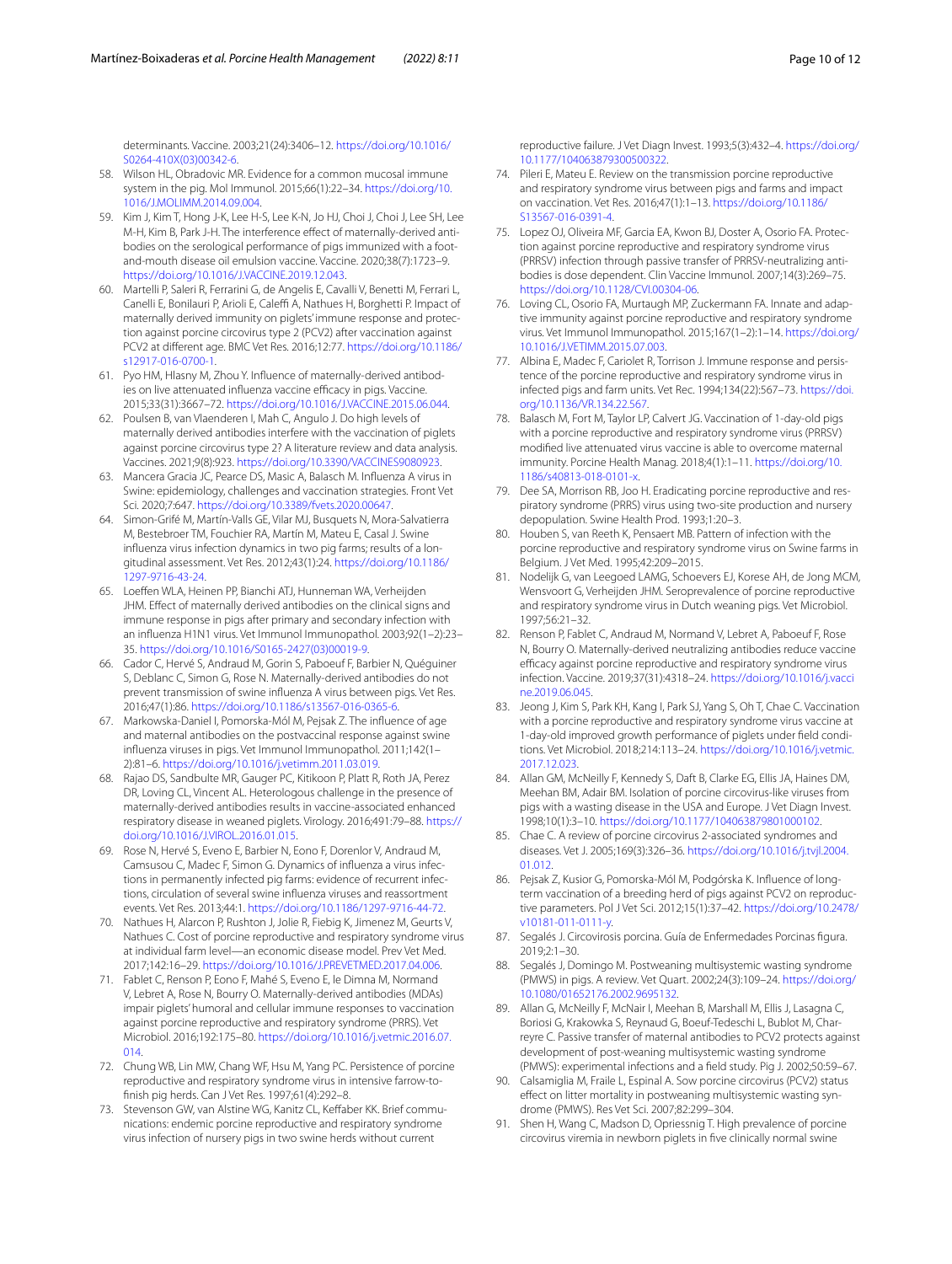determinants. Vaccine. 2003;21(24):3406–12. https://doi.org/10.1016/S0264-410X(03)00342-6.

58. Wilson HL, Obradovic MR. Evidence for a common mucosal immune system in the pig. Mol Immunol. 2015;66(1):22–34. https://doi.org/10.1016/J.MOLIMM.2014.09.004.
59. Kim J, Kim T, Hong J-K, Lee H-S, Lee K-N, Jo HJ, Choi J, Choi J, Lee SH, Lee M-H, Kim B, Park J-H. The interference effect of maternally-derived antibodies on the serological performance of pigs immunized with a foot-and-mouth disease oil emulsion vaccine. Vaccine. 2020;38(7):1723–9. https://doi.org/10.1016/J.VACCINE.2019.12.043.
60. Martelli P, Saleri R, Ferrarini G, de Angelis E, Cavalli V, Benetti M, Ferrari L, Canelli E, Bonilauri P, Arioli E, Caleffi A, Nathues H, Borghetti P. Impact of maternally derived immunity on piglets' immune response and protection against porcine circovirus type 2 (PCV2) after vaccination against PCV2 at different age. BMC Vet Res. 2016;12:77. https://doi.org/10.1186/s12917-016-0700-1.
61. Pyo HM, Hlasny M, Zhou Y. Influence of maternally-derived antibodies on live attenuated influenza vaccine efficacy in pigs. Vaccine. 2015;33(31):3667–72. https://doi.org/10.1016/J.VACCINE.2015.06.044.
62. Poulsen B, van Vlaenderen I, Mah C, Angulo J. Do high levels of maternally derived antibodies interfere with the vaccination of piglets against porcine circovirus type 2? A literature review and data analysis. Vaccines. 2021;9(8):923. https://doi.org/10.3390/VACCINES9080923.
63. Mancera Gracia JC, Pearce DS, Masic A, Balasch M. Influenza A virus in Swine: epidemiology, challenges and vaccination strategies. Front Vet Sci. 2020;7:647. https://doi.org/10.3389/fvets.2020.00647.
64. Simon-Grifé M, Martín-Valls GE, Vilar MJ, Busquets N, Mora-Salvatierra M, Bestebroer TM, Fouchier RA, Martín M, Mateu E, Casal J. Swine influenza virus infection dynamics in two pig farms; results of a longitudinal assessment. Vet Res. 2012;43(1):24. https://doi.org/10.1186/1297-9716-43-24.
65. Loeffen WLA, Heinen PP, Bianchi ATJ, Hunneman WA, Verheijden JHM. Effect of maternally derived antibodies on the clinical signs and immune response in pigs after primary and secondary infection with an influenza H1N1 virus. Vet Immunol Immunopathol. 2003;92(1–2):23–35. https://doi.org/10.1016/S0165-2427(03)00019-9.
66. Cador C, Hervé S, Andraud M, Gorin S, Paboeuf F, Barbier N, Quéguiner S, Deblanc C, Simon G, Rose N. Maternally-derived antibodies do not prevent transmission of swine influenza A virus between pigs. Vet Res. 2016;47(1):86. https://doi.org/10.1186/s13567-016-0365-6.
67. Markowska-Daniel I, Pomorska-Mól M, Pejsak Z. The influence of age and maternal antibodies on the postvaccinal response against swine influenza viruses in pigs. Vet Immunol Immunopathol. 2011;142(1–2):81–6. https://doi.org/10.1016/j.vetimm.2011.03.019.
68. Rajao DS, Sandbulte MR, Gauger PC, Kitikoon P, Platt R, Roth JA, Perez DR, Loving CL, Vincent AL. Heterologous challenge in the presence of maternally-derived antibodies results in vaccine-associated enhanced respiratory disease in weaned piglets. Virology. 2016;491:79–88. https://doi.org/10.1016/J.VIROL.2016.01.015.
69. Rose N, Hervé S, Eveno E, Barbier N, Eono F, Dorenlor V, Andraud M, Camsusou C, Madec F, Simon G. Dynamics of influenza a virus infections in permanently infected pig farms: evidence of recurrent infections, circulation of several swine influenza viruses and reassortment events. Vet Res. 2013;44:1. https://doi.org/10.1186/1297-9716-44-72.
70. Nathues H, Alarcon P, Rushton J, Jolie R, Fiebig K, Jimenez M, Geurts V, Nathues C. Cost of porcine reproductive and respiratory syndrome virus at individual farm level—an economic disease model. Prev Vet Med. 2017;142:16–29. https://doi.org/10.1016/J.PREVETMED.2017.04.006.
71. Fablet C, Renson P, Eono F, Mahé S, Eveno E, le Dimna M, Normand V, Lebret A, Rose N, Bourry O. Maternally-derived antibodies (MDAs) impair piglets' humoral and cellular immune responses to vaccination against porcine reproductive and respiratory syndrome (PRRS). Vet Microbiol. 2016;192:175–80. https://doi.org/10.1016/j.vetmic.2016.07.014.
72. Chung WB, Lin MW, Chang WF, Hsu M, Yang PC. Persistence of porcine reproductive and respiratory syndrome virus in intensive farrow-to-finish pig herds. Can J Vet Res. 1997;61(4):292–8.
73. Stevenson GW, van Alstine WG, Kanitz CL, Keffaber KK. Brief communications: endemic porcine reproductive and respiratory syndrome virus infection of nursery pigs in two swine herds without current reproductive failure. J Vet Diagn Invest. 1993;5(3):432–4. https://doi.org/10.1177/104063879300500322.
74. Pileri E, Mateu E. Review on the transmission porcine reproductive and respiratory syndrome virus between pigs and farms and impact on vaccination. Vet Res. 2016;47(1):1–13. https://doi.org/10.1186/S13567-016-0391-4.
75. Lopez OJ, Oliveira MF, Garcia EA, Kwon BJ, Doster A, Osorio FA. Protection against porcine reproductive and respiratory syndrome virus (PRRSV) infection through passive transfer of PRRSV-neutralizing antibodies is dose dependent. Clin Vaccine Immunol. 2007;14(3):269–75. https://doi.org/10.1128/CVI.00304-06.
76. Loving CL, Osorio FA, Murtaugh MP, Zuckermann FA. Innate and adaptive immunity against porcine reproductive and respiratory syndrome virus. Vet Immunol Immunopathol. 2015;167(1–2):1–14. https://doi.org/10.1016/J.VETIMM.2015.07.003.
77. Albina E, Madec F, Cariolet R, Torrison J. Immune response and persistence of the porcine reproductive and respiratory syndrome virus in infected pigs and farm units. Vet Rec. 1994;134(22):567–73. https://doi.org/10.1136/VR.134.22.567.
78. Balasch M, Fort M, Taylor LP, Calvert JG. Vaccination of 1-day-old pigs with a porcine reproductive and respiratory syndrome virus (PRRSV) modified live attenuated virus vaccine is able to overcome maternal immunity. Porcine Health Manag. 2018;4(1):1–11. https://doi.org/10.1186/s40813-018-0101-x.
79. Dee SA, Morrison RB, Joo H. Eradicating porcine reproductive and respiratory syndrome (PRRS) virus using two-site production and nursery depopulation. Swine Health Prod. 1993;1:20–3.
80. Houben S, van Reeth K, Pensaert MB. Pattern of infection with the porcine reproductive and respiratory syndrome virus on Swine farms in Belgium. J Vet Med. 1995;42:209–2015.
81. Nodelijk G, van Leegoed LAMG, Schoevers EJ, Korese AH, de Jong MCM, Wensvoort G, Verheijden JHM. Seroprevalence of porcine reproductive and respiratory syndrome virus in Dutch weaning pigs. Vet Microbiol. 1997;56:21–32.
82. Renson P, Fablet C, Andraud M, Normand V, Lebret A, Paboeuf F, Rose N, Bourry O. Maternally-derived neutralizing antibodies reduce vaccine efficacy against porcine reproductive and respiratory syndrome virus infection. Vaccine. 2019;37(31):4318–24. https://doi.org/10.1016/j.vaccine.2019.06.045.
83. Jeong J, Kim S, Park KH, Kang I, Park SJ, Yang S, Oh T, Chae C. Vaccination with a porcine reproductive and respiratory syndrome virus vaccine at 1-day-old improved growth performance of piglets under field conditions. Vet Microbiol. 2018;214:113–24. https://doi.org/10.1016/j.vetmic.2017.12.023.
84. Allan GM, McNeilly F, Kennedy S, Daft B, Clarke EG, Ellis JA, Haines DM, Meehan BM, Adair BM. Isolation of porcine circovirus-like viruses from pigs with a wasting disease in the USA and Europe. J Vet Diagn Invest. 1998;10(1):3–10. https://doi.org/10.1177/104063879801000102.
85. Chae C. A review of porcine circovirus 2-associated syndromes and diseases. Vet J. 2005;169(3):326–36. https://doi.org/10.1016/j.tvjl.2004.01.012.
86. Pejsak Z, Kusior G, Pomorska-Mól M, Podgórska K. Influence of long-term vaccination of a breeding herd of pigs against PCV2 on reproductive parameters. Pol J Vet Sci. 2012;15(1):37–42. https://doi.org/10.2478/v10181-011-0111-y.
87. Segalés J. Circovirosis porcina. Guía de Enfermedades Porcinas figura. 2019;2:1–30.
88. Segalés J, Domingo M. Postweaning multisystemic wasting syndrome (PMWS) in pigs. A review. Vet Quart. 2002;24(3):109–24. https://doi.org/10.1080/01652176.2002.9695132.
89. Allan G, McNeilly F, McNair I, Meehan B, Marshall M, Ellis J, Lasagna C, Boriosi G, Krakowska S, Reynaud G, Boeuf-Tedeschi L, Bublot M, Charreyre C. Passive transfer of maternal antibodies to PCV2 protects against development of post-weaning multisystemic wasting syndrome (PMWS): experimental infections and a field study. Pig J. 2002;50:59–67.
90. Calsamiglia M, Fraile L, Espinal A. Sow porcine circovirus (PCV2) status effect on litter mortality in postweaning multisystemic wasting syndrome (PMWS). Res Vet Sci. 2007;82:299–304.
91. Shen H, Wang C, Madson D, Opriessnig T. High prevalence of porcine circovirus viremia in newborn piglets in five clinically normal swine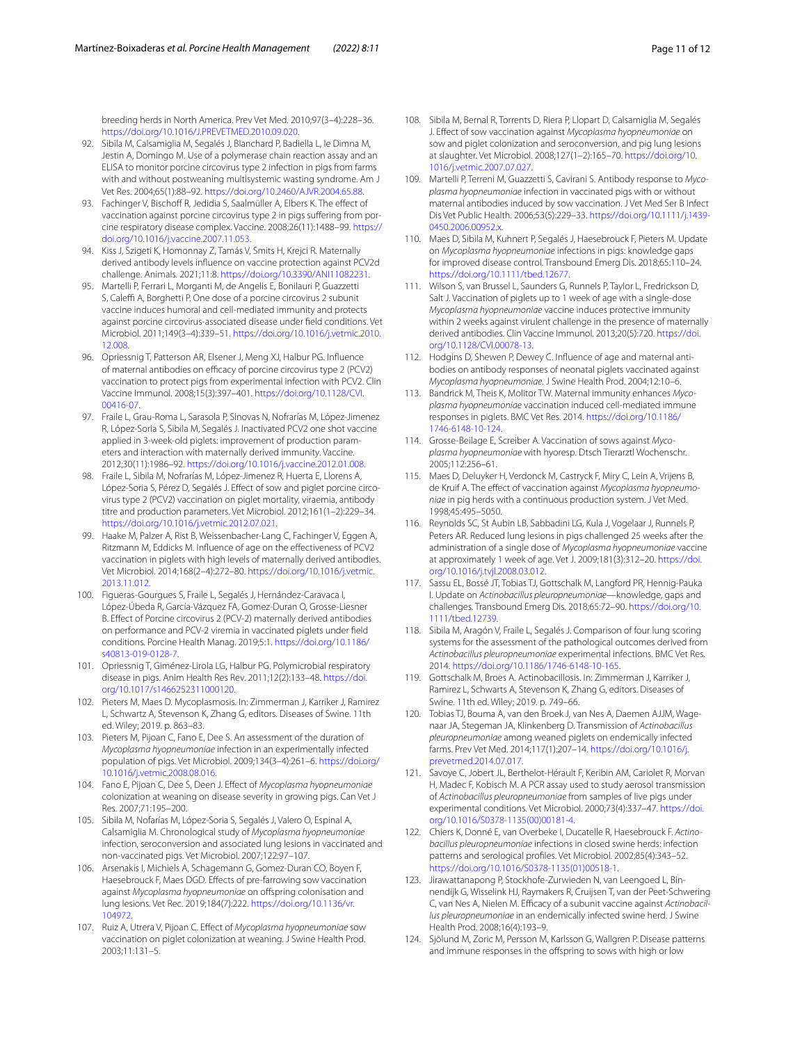breeding herds in North America. Prev Vet Med. 2010;97(3–4):228–36. https://doi.org/10.1016/J.PREVETMED.2010.09.020.

92. Sibila M, Calsamiglia M, Segalés J, Blanchard P, Badiella L, le Dimna M, Jestin A, Domingo M. Use of a polymerase chain reaction assay and an ELISA to monitor porcine circovirus type 2 infection in pigs from farms with and without postweaning multisystemic wasting syndrome. Am J Vet Res. 2004;65(1):88–92. https://doi.org/10.2460/AJVR.2004.65.88.
93. Fachinger V, Bischoff R, Jedidia S, Saalmüller A, Elbers K. The effect of vaccination against porcine circovirus type 2 in pigs suffering from porcine respiratory disease complex. Vaccine. 2008;26(11):1488–99. https://doi.org/10.1016/j.vaccine.2007.11.053.
94. Kiss J, Szigeti K, Homonnay Z, Tamás V, Smits H, Krejci R. Maternally derived antibody levels influence on vaccine protection against PCV2d challenge. Animals. 2021;11:8. https://doi.org/10.3390/ANI11082231.
95. Martelli P, Ferrari L, Morganti M, de Angelis E, Bonilauri P, Guazzetti S, Caleffi A, Borghetti P. One dose of a porcine circovirus 2 subunit vaccine induces humoral and cell-mediated immunity and protects against porcine circovirus-associated disease under field conditions. Vet Microbiol. 2011;149(3–4):339–51. https://doi.org/10.1016/j.vetmic.2010.12.008.
96. Opriessnig T, Patterson AR, Elsener J, Meng XJ, Halbur PG. Influence of maternal antibodies on efficacy of porcine circovirus type 2 (PCV2) vaccination to protect pigs from experimental infection with PCV2. Clin Vaccine Immunol. 2008;15(3):397–401. https://doi.org/10.1128/CVI.00416-07.
97. Fraile L, Grau-Roma L, Sarasola P, Sinovas N, Nofrarías M, López-Jimenez R, López-Soria S, Sibila M, Segalés J. Inactivated PCV2 one shot vaccine applied in 3-week-old piglets: improvement of production parameters and interaction with maternally derived immunity. Vaccine. 2012;30(11):1986–92. https://doi.org/10.1016/j.vaccine.2012.01.008.
98. Fraile L, Sibila M, Nofrarías M, López-Jimenez R, Huerta E, Llorens A, López-Soria S, Pérez D, Segalés J. Effect of sow and piglet porcine circovirus type 2 (PCV2) vaccination on piglet mortality, viraemia, antibody titre and production parameters. Vet Microbiol. 2012;161(1–2):229–34. https://doi.org/10.1016/j.vetmic.2012.07.021.
99. Haake M, Palzer A, Rist B, Weissenbacher-Lang C, Fachinger V, Eggen A, Ritzmann M, Eddicks M. Influence of age on the effectiveness of PCV2 vaccination in piglets with high levels of maternally derived antibodies. Vet Microbiol. 2014;168(2–4):272–80. https://doi.org/10.1016/j.vetmic.2013.11.012.
100. Figueras-Gourgues S, Fraile L, Segalés J, Hernández-Caravaca I, López-Úbeda R, García-Vázquez FA, Gomez-Duran O, Grosse-Liesner B. Effect of Porcine circovirus 2 (PCV-2) maternally derived antibodies on performance and PCV-2 viremia in vaccinated piglets under field conditions. Porcine Health Manag. 2019;5:1. https://doi.org/10.1186/s40813-019-0128-7.
101. Opriessnig T, Giménez-Lirola LG, Halbur PG. Polymicrobial respiratory disease in pigs. Anim Health Res Rev. 2011;12(2):133–48. https://doi.org/10.1017/s1466252311000120.
102. Pieters M, Maes D. Mycoplasmosis. In: Zimmerman J, Karriker J, Ramirez L, Schwartz A, Stevenson K, Zhang G, editors. Diseases of Swine. 11th ed. Wiley; 2019. p. 863–83.
103. Pieters M, Pijoan C, Fano E, Dee S. An assessment of the duration of *Mycoplasma hyopneumoniae* infection in an experimentally infected population of pigs. Vet Microbiol. 2009;134(3–4):261–6. https://doi.org/10.1016/j.vetmic.2008.08.016.
104. Fano E, Pijoan C, Dee S, Deen J. Effect of *Mycoplasma hyopneumoniae* colonization at weaning on disease severity in growing pigs. Can Vet J Res. 2007;71:195–200.
105. Sibila M, Nofarías M, López-Soria S, Segalés J, Valero O, Espinal A, Calsamiglia M. Chronological study of *Mycoplasma hyopneumoniae* infection, seroconversion and associated lung lesions in vaccinated and non-vaccinated pigs. Vet Microbiol. 2007;122:97–107.
106. Arsenakis I, Michiels A, Schagemann G, Gomez-Duran CO, Boyen F, Haesebrouck F, Maes DGD. Effects of pre-farrowing sow vaccination against *Mycoplasma hyopneumoniae* on offspring colonisation and lung lesions. Vet Rec. 2019;184(7):222. https://doi.org/10.1136/vr.104972.
107. Ruiz A, Utrera V, Pijoan C. Effect of *Mycoplasma hyopneumoniae* sow vaccination on piglet colonization at weaning. J Swine Health Prod. 2003;11:131–5.
108. Sibila M, Bernal R, Torrents D, Riera P, Llopart D, Calsamiglia M, Segalés J. Effect of sow vaccination against *Mycoplasma hyopneumoniae* on sow and piglet colonization and seroconversion, and pig lung lesions at slaughter. Vet Microbiol. 2008;127(1–2):165–70. https://doi.org/10.1016/j.vetmic.2007.07.027.
109. Martelli P, Terreni M, Guazzetti S, Cavirani S. Antibody response to *Mycoplasma hyopneumoniae* infection in vaccinated pigs with or without maternal antibodies induced by sow vaccination. J Vet Med Ser B Infect Dis Vet Public Health. 2006;53(5):229–33. https://doi.org/10.1111/j.1439-0450.2006.00952.x.
110. Maes D, Sibila M, Kuhnert P, Segalés J, Haesebrouck F, Pieters M. Update on *Mycoplasma hyopneumoniae* infections in pigs: knowledge gaps for improved disease control. Transbound Emerg Dis. 2018;65:110–24. https://doi.org/10.1111/tbed.12677.
111. Wilson S, van Brussel L, Saunders G, Runnels P, Taylor L, Fredrickson D, Salt J. Vaccination of piglets up to 1 week of age with a single-dose *Mycoplasma hyopneumoniae* vaccine induces protective immunity within 2 weeks against virulent challenge in the presence of maternally derived antibodies. Clin Vaccine Immunol. 2013;20(5):720. https://doi.org/10.1128/CVI.00078-13.
112. Hodgins D, Shewen P, Dewey C. Influence of age and maternal antibodies on antibody responses of neonatal piglets vaccinated against *Mycoplasma hyopneumoniae*. J Swine Health Prod. 2004;12:10–6.
113. Bandrick M, Theis K, Molitor TW. Maternal immunity enhances *Mycoplasma hyopneumoniae* vaccination induced cell-mediated immune responses in piglets. BMC Vet Res. 2014. https://doi.org/10.1186/1746-6148-10-124.
114. Grosse-Beilage E, Screiber A. Vaccination of sows against *Mycoplasma hyopneumoniae* with hyoresp. Dtsch Tierarztl Wochenschr. 2005;112:256–61.
115. Maes D, Deluyker H, Verdonck M, Castryck F, Miry C, Lein A, Vrijens B, de Kruif A. The effect of vaccination against *Mycoplasma hyopneumoniae* in pig herds with a continuous production system. J Vet Med. 1998;45:495–5050.
116. Reynolds SC, St Aubin LB, Sabbadini LG, Kula J, Vogelaar J, Runnels P, Peters AR. Reduced lung lesions in pigs challenged 25 weeks after the administration of a single dose of *Mycoplasma hyopneumoniae* vaccine at approximately 1 week of age. Vet J. 2009;181(3):312–20. https://doi.org/10.1016/j.tvjl.2008.03.012.
117. Sassu EL, Bossé JT, Tobias TJ, Gottschalk M, Langford PR, Hennig-Pauka I. Update on *Actinobacillus pleuropneumoniae*—knowledge, gaps and challenges. Transbound Emerg Dis. 2018;65:72–90. https://doi.org/10.1111/tbed.12739.
118. Sibila M, Aragón V, Fraile L, Segalés J. Comparison of four lung scoring systems for the assessment of the pathological outcomes derived from *Actinobacillus pleuropneumoniae* experimental infections. BMC Vet Res. 2014. https://doi.org/10.1186/1746-6148-10-165.
119. Gottschalk M, Broes A. Actinobacillosis. In: Zimmerman J, Karriker J, Ramirez L, Schwarts A, Stevenson K, Zhang G, editors. Diseases of Swine. 11th ed. Wiley; 2019. p. 749–66.
120. Tobias TJ, Bouma A, van den Broek J, van Nes A, Daemen AJJM, Wagenaar JA, Stegeman JA, Klinkenberg D. Transmission of *Actinobacillus pleuropneumoniae* among weaned piglets on endemically infected farms. Prev Vet Med. 2014;117(1):207–14. https://doi.org/10.1016/j.prevetmed.2014.07.017.
121. Savoye C, Jobert JL, Berthelot-Hérault F, Keribin AM, Cariolet R, Morvan H, Madec F, Kobisch M. A PCR assay used to study aerosol transmission of *Actinobacillus pleuropneumoniae* from samples of live pigs under experimental conditions. Vet Microbiol. 2000;73(4):337–47. https://doi.org/10.1016/S0378-1135(00)00181-4.
122. Chiers K, Donné E, van Overbeke I, Ducatelle R, Haesebrouck F. *Actinobacillus pleuropneumoniae* infections in closed swine herds: infection patterns and serological profiles. Vet Microbiol. 2002;85(4):343–52. https://doi.org/10.1016/S0378-1135(01)00518-1.
123. Jirawattanapong P, Stockhofe-Zurwieden N, van Leengoed L, Binnendijk G, Wisselink HJ, Raymakers R, Cruijsen T, van der Peet-Schwering C, van Nes A, Nielen M. Efficacy of a subunit vaccine against *Actinobacillus pleuropneumoniae* in an endemically infected swine herd. J Swine Health Prod. 2008;16(4):193–9.
124. Sjölund M, Zoric M, Persson M, Karlsson G, Wallgren P. Disease patterns and immune responses in the offspring to sows with high or low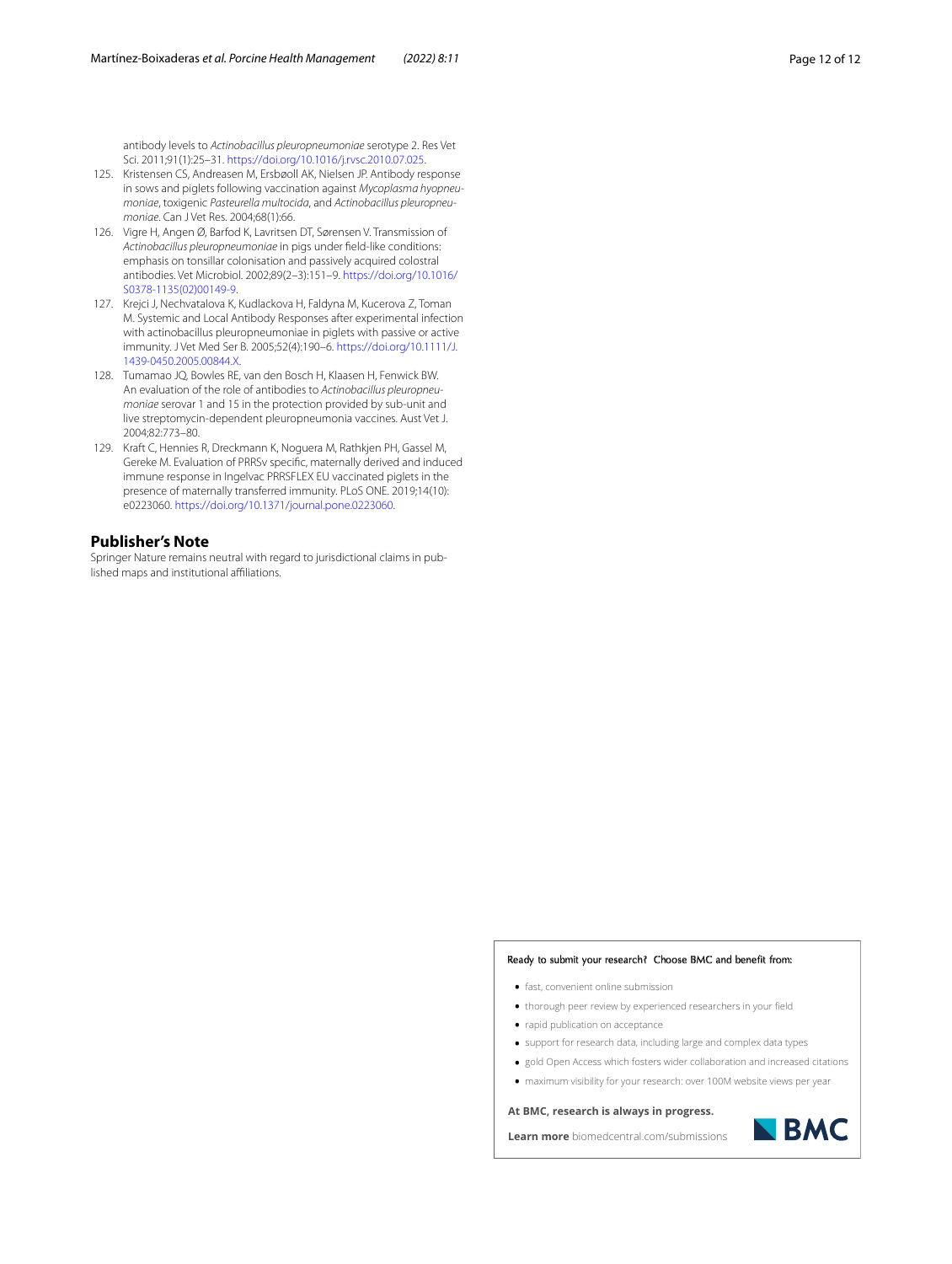antibody levels to *Actinobacillus pleuropneumoniae* serotype 2. Res Vet Sci. 2011;91(1):25–31. https://doi.org/10.1016/j.rvsc.2010.07.025.

125. Kristensen CS, Andreasen M, Ersbøll AK, Nielsen JP. Antibody response in sows and piglets following vaccination against *Mycoplasma hyopneumoniae*, toxigenic *Pasteurella multocida*, and *Actinobacillus pleuropneumoniae*. Can J Vet Res. 2004;68(1):66.
126. Vigre H, Angen Ø, Barfod K, Lavritsen DT, Sørensen V. Transmission of *Actinobacillus pleuropneumoniae* in pigs under field-like conditions: emphasis on tonsillar colonisation and passively acquired colostral antibodies. Vet Microbiol. 2002;89(2–3):151–9. https://doi.org/10.1016/S0378-1135(02)00149-9.
127. Krejci J, Nechvatalova K, Kudlackova H, Faldyna M, Kucerova Z, Toman M. Systemic and Local Antibody Responses after experimental infection with actinobacillus pleuropneumoniae in piglets with passive or active immunity. J Vet Med Ser B. 2005;52(4):190–6. https://doi.org/10.1111/J.1439-0450.2005.00844.X.
128. Tumamao JQ, Bowles RE, van den Bosch H, Klaasen H, Fenwick BW. An evaluation of the role of antibodies to *Actinobacillus pleuropneumoniae* serovar 1 and 15 in the protection provided by sub-unit and live streptomycin-dependent pleuropneumonia vaccines. Aust Vet J. 2004;82:773–80.
129. Kraft C, Hennies R, Dreckmann K, Noguera M, Rathkjen PH, Gassel M, Gereke M. Evaluation of PRRSv specific, maternally derived and induced immune response in Ingelvac PRRSFLEX EU vaccinated piglets in the presence of maternally transferred immunity. PLoS ONE. 2019;14(10): e0223060. https://doi.org/10.1371/journal.pone.0223060.

## Publisher's Note

Springer Nature remains neutral with regard to jurisdictional claims in published maps and institutional affiliations.

Ready to submit your research? Choose BMC and benefit from:

- fast, convenient online submission
- thorough peer review by experienced researchers in your field
- rapid publication on acceptance
- support for research data, including large and complex data types
- gold Open Access which fosters wider collaboration and increased citations
- maximum visibility for your research: over 100M website views per year

**At BMC, research is always in progress.**

**Learn more** biomedcentral.com/submissions